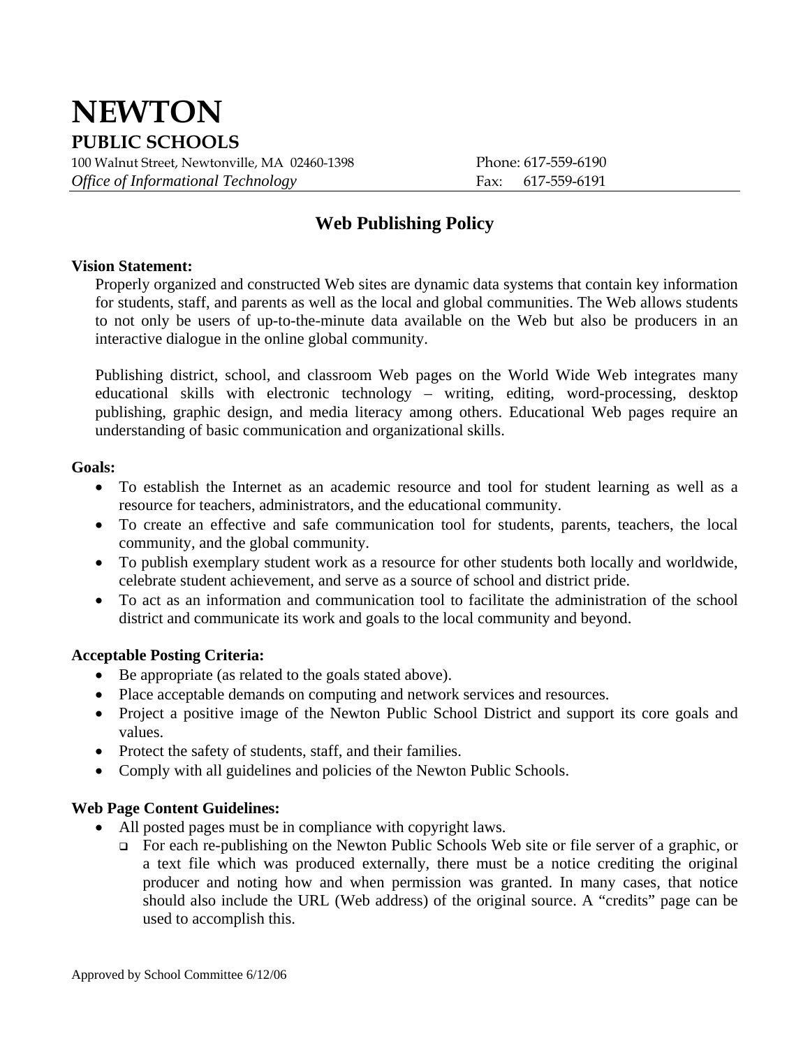# NEWTON

## PUBLIC SCHOOLS

100 Walnut Street, Newtonville, MA 02460-1398 Phone: 617-559-6190

*Office of Informational Technology* Fax: 617-559-6191

## Web Publishing Policy

**Vision Statement:**

Properly organized and constructed Web sites are dynamic data systems that contain key information for students, staff, and parents as well as the local and global communities. The Web allows students to not only be users of up-to-the-minute data available on the Web but also be producers in an interactive dialogue in the online global community.

Publishing district, school, and classroom Web pages on the World Wide Web integrates many educational skills with electronic technology – writing, editing, word-processing, desktop publishing, graphic design, and media literacy among others. Educational Web pages require an understanding of basic communication and organizational skills.

**Goals:**

- To establish the Internet as an academic resource and tool for student learning as well as a resource for teachers, administrators, and the educational community.
- To create an effective and safe communication tool for students, parents, teachers, the local community, and the global community.
- To publish exemplary student work as a resource for other students both locally and worldwide, celebrate student achievement, and serve as a source of school and district pride.
- To act as an information and communication tool to facilitate the administration of the school district and communicate its work and goals to the local community and beyond.

**Acceptable Posting Criteria:**

- Be appropriate (as related to the goals stated above).
- Place acceptable demands on computing and network services and resources.
- Project a positive image of the Newton Public School District and support its core goals and values.
- Protect the safety of students, staff, and their families.
- Comply with all guidelines and policies of the Newton Public Schools.

**Web Page Content Guidelines:**

- All posted pages must be in compliance with copyright laws.
  - For each re-publishing on the Newton Public Schools Web site or file server of a graphic, or a text file which was produced externally, there must be a notice crediting the original producer and noting how and when permission was granted. In many cases, that notice should also include the URL (Web address) of the original source. A "credits" page can be used to accomplish this.

Approved by School Committee 6/12/06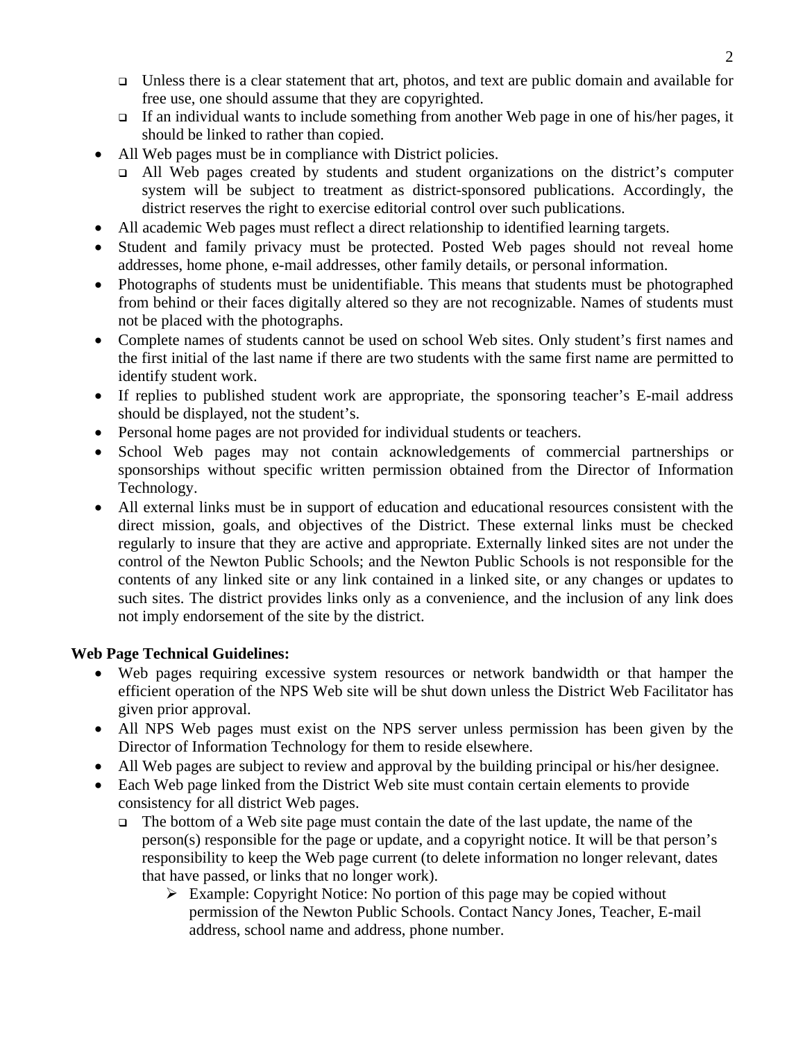- Unless there is a clear statement that art, photos, and text are public domain and available for free use, one should assume that they are copyrighted.
  - If an individual wants to include something from another Web page in one of his/her pages, it should be linked to rather than copied.
- All Web pages must be in compliance with District policies.
  - All Web pages created by students and student organizations on the district's computer system will be subject to treatment as district-sponsored publications. Accordingly, the district reserves the right to exercise editorial control over such publications.
- All academic Web pages must reflect a direct relationship to identified learning targets.
- Student and family privacy must be protected. Posted Web pages should not reveal home addresses, home phone, e-mail addresses, other family details, or personal information.
- Photographs of students must be unidentifiable. This means that students must be photographed from behind or their faces digitally altered so they are not recognizable. Names of students must not be placed with the photographs.
- Complete names of students cannot be used on school Web sites. Only student's first names and the first initial of the last name if there are two students with the same first name are permitted to identify student work.
- If replies to published student work are appropriate, the sponsoring teacher's E-mail address should be displayed, not the student's.
- Personal home pages are not provided for individual students or teachers.
- School Web pages may not contain acknowledgements of commercial partnerships or sponsorships without specific written permission obtained from the Director of Information Technology.
- All external links must be in support of education and educational resources consistent with the direct mission, goals, and objectives of the District. These external links must be checked regularly to insure that they are active and appropriate. Externally linked sites are not under the control of the Newton Public Schools; and the Newton Public Schools is not responsible for the contents of any linked site or any link contained in a linked site, or any changes or updates to such sites. The district provides links only as a convenience, and the inclusion of any link does not imply endorsement of the site by the district.

**Web Page Technical Guidelines:**

- Web pages requiring excessive system resources or network bandwidth or that hamper the efficient operation of the NPS Web site will be shut down unless the District Web Facilitator has given prior approval.
- All NPS Web pages must exist on the NPS server unless permission has been given by the Director of Information Technology for them to reside elsewhere.
- All Web pages are subject to review and approval by the building principal or his/her designee.
- Each Web page linked from the District Web site must contain certain elements to provide consistency for all district Web pages.
  - The bottom of a Web site page must contain the date of the last update, the name of the person(s) responsible for the page or update, and a copyright notice. It will be that person's responsibility to keep the Web page current (to delete information no longer relevant, dates that have passed, or links that no longer work).
    - Example: Copyright Notice: No portion of this page may be copied without permission of the Newton Public Schools. Contact Nancy Jones, Teacher, E-mail address, school name and address, phone number.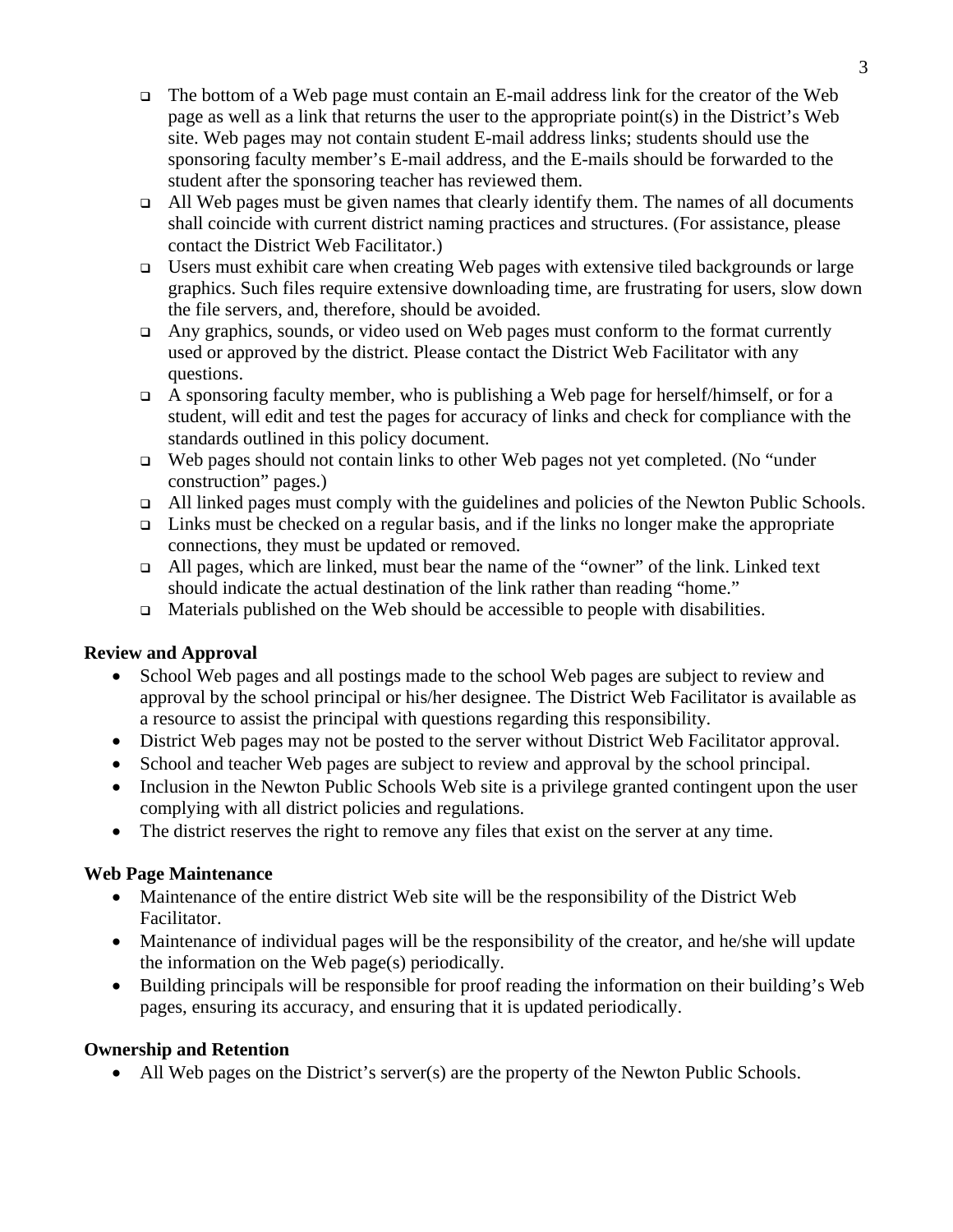- The bottom of a Web page must contain an E-mail address link for the creator of the Web page as well as a link that returns the user to the appropriate point(s) in the District's Web site. Web pages may not contain student E-mail address links; students should use the sponsoring faculty member's E-mail address, and the E-mails should be forwarded to the student after the sponsoring teacher has reviewed them.
- All Web pages must be given names that clearly identify them. The names of all documents shall coincide with current district naming practices and structures. (For assistance, please contact the District Web Facilitator.)
- Users must exhibit care when creating Web pages with extensive tiled backgrounds or large graphics. Such files require extensive downloading time, are frustrating for users, slow down the file servers, and, therefore, should be avoided.
- Any graphics, sounds, or video used on Web pages must conform to the format currently used or approved by the district. Please contact the District Web Facilitator with any questions.
- A sponsoring faculty member, who is publishing a Web page for herself/himself, or for a student, will edit and test the pages for accuracy of links and check for compliance with the standards outlined in this policy document.
- Web pages should not contain links to other Web pages not yet completed. (No "under construction" pages.)
- All linked pages must comply with the guidelines and policies of the Newton Public Schools.
- Links must be checked on a regular basis, and if the links no longer make the appropriate connections, they must be updated or removed.
- All pages, which are linked, must bear the name of the "owner" of the link. Linked text should indicate the actual destination of the link rather than reading "home."
- Materials published on the Web should be accessible to people with disabilities.

**Review and Approval**

- School Web pages and all postings made to the school Web pages are subject to review and approval by the school principal or his/her designee. The District Web Facilitator is available as a resource to assist the principal with questions regarding this responsibility.
- District Web pages may not be posted to the server without District Web Facilitator approval.
- School and teacher Web pages are subject to review and approval by the school principal.
- Inclusion in the Newton Public Schools Web site is a privilege granted contingent upon the user complying with all district policies and regulations.
- The district reserves the right to remove any files that exist on the server at any time.

**Web Page Maintenance**

- Maintenance of the entire district Web site will be the responsibility of the District Web Facilitator.
- Maintenance of individual pages will be the responsibility of the creator, and he/she will update the information on the Web page(s) periodically.
- Building principals will be responsible for proof reading the information on their building's Web pages, ensuring its accuracy, and ensuring that it is updated periodically.

**Ownership and Retention**

- All Web pages on the District's server(s) are the property of the Newton Public Schools.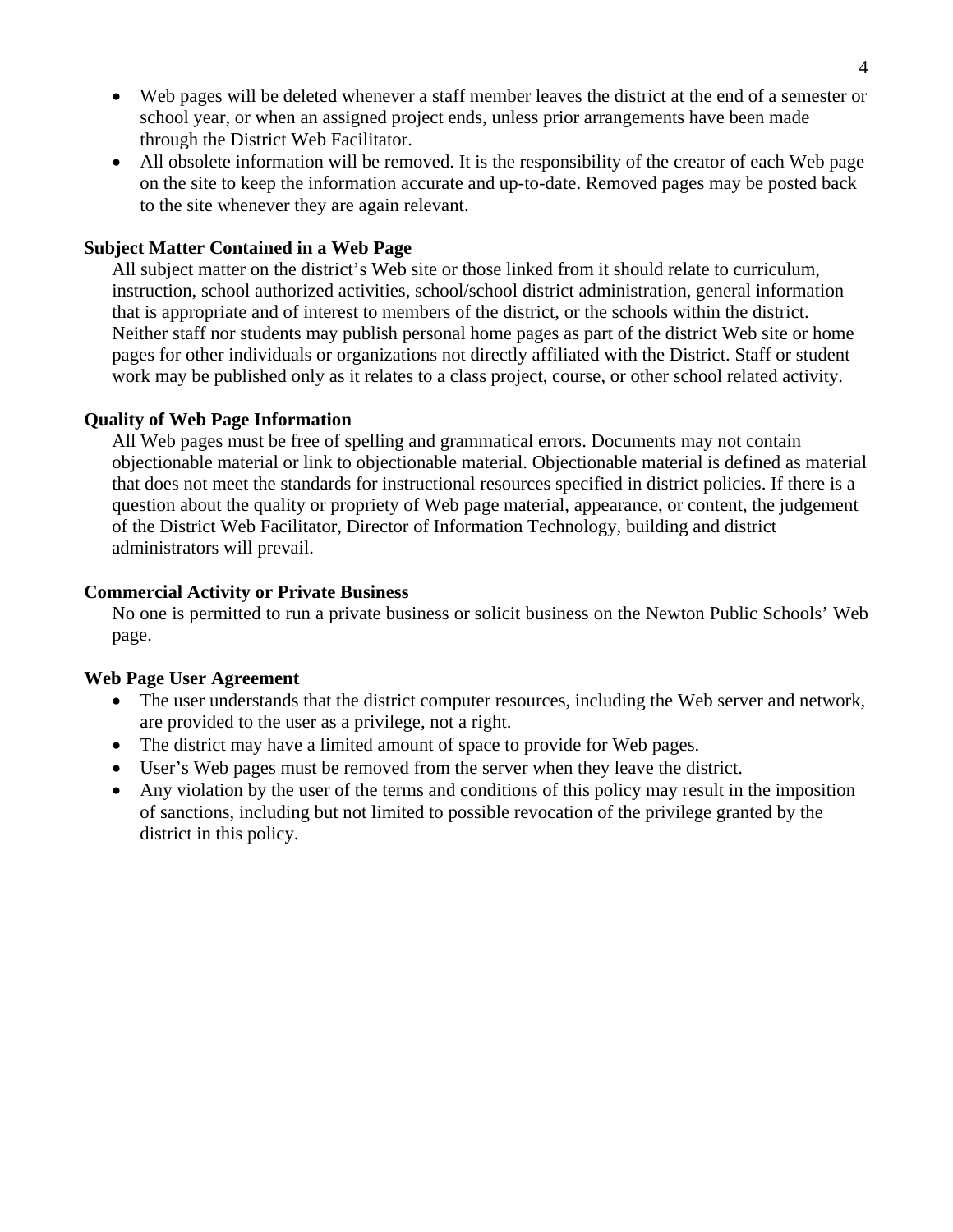- Web pages will be deleted whenever a staff member leaves the district at the end of a semester or school year, or when an assigned project ends, unless prior arrangements have been made through the District Web Facilitator.
- All obsolete information will be removed. It is the responsibility of the creator of each Web page on the site to keep the information accurate and up-to-date. Removed pages may be posted back to the site whenever they are again relevant.

**Subject Matter Contained in a Web Page**

All subject matter on the district's Web site or those linked from it should relate to curriculum, instruction, school authorized activities, school/school district administration, general information that is appropriate and of interest to members of the district, or the schools within the district. Neither staff nor students may publish personal home pages as part of the district Web site or home pages for other individuals or organizations not directly affiliated with the District. Staff or student work may be published only as it relates to a class project, course, or other school related activity.

**Quality of Web Page Information**

All Web pages must be free of spelling and grammatical errors. Documents may not contain objectionable material or link to objectionable material. Objectionable material is defined as material that does not meet the standards for instructional resources specified in district policies. If there is a question about the quality or propriety of Web page material, appearance, or content, the judgement of the District Web Facilitator, Director of Information Technology, building and district administrators will prevail.

**Commercial Activity or Private Business**

No one is permitted to run a private business or solicit business on the Newton Public Schools' Web page.

**Web Page User Agreement**

- The user understands that the district computer resources, including the Web server and network, are provided to the user as a privilege, not a right.
- The district may have a limited amount of space to provide for Web pages.
- User's Web pages must be removed from the server when they leave the district.
- Any violation by the user of the terms and conditions of this policy may result in the imposition of sanctions, including but not limited to possible revocation of the privilege granted by the district in this policy.